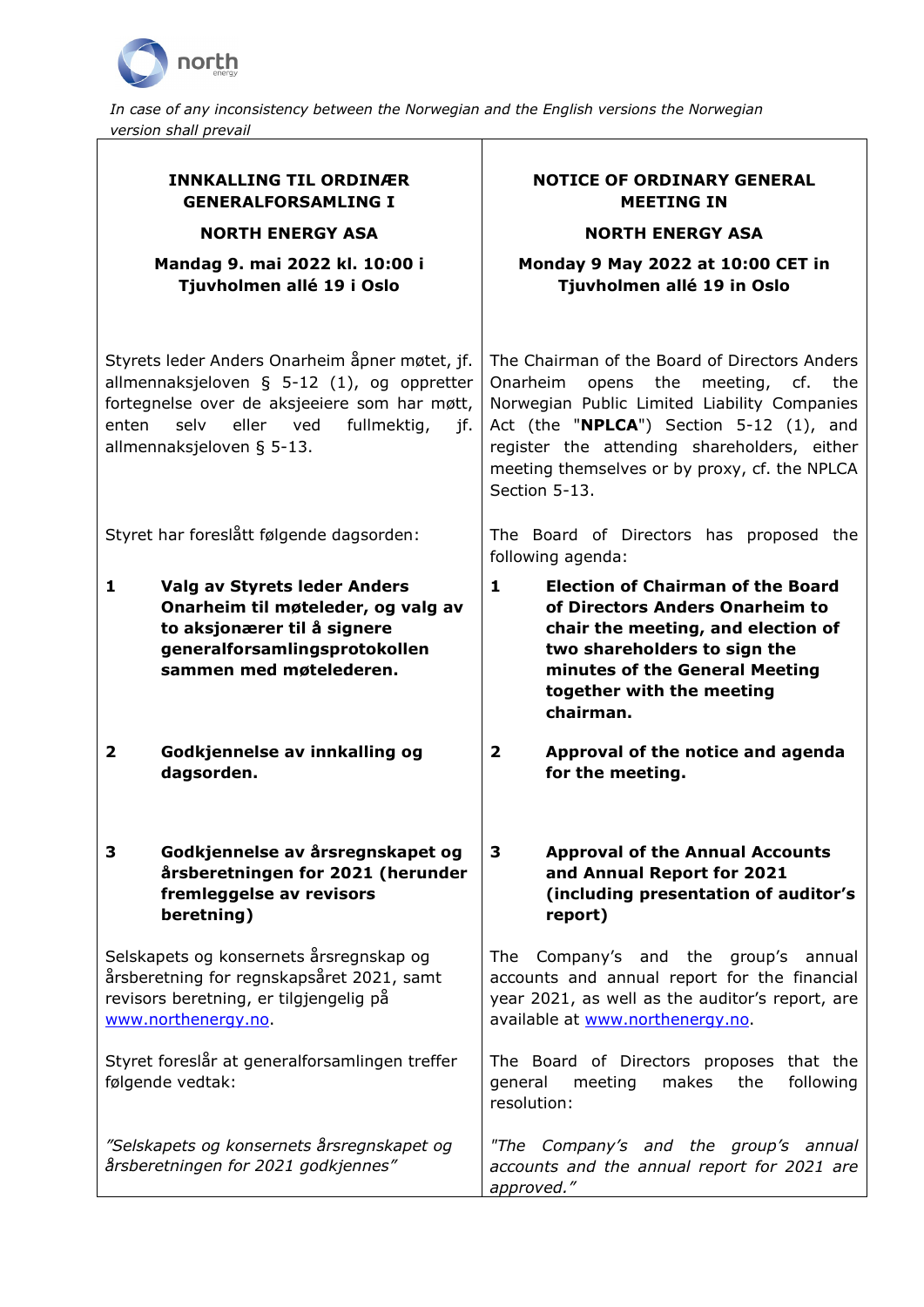*In case of any inconsistency between the Norwegian and the English versions the Norwegian version shall prevail*

| **INNKALLING TIL ORDINÆR GENERALFORSAMLING I** **NORTH ENERGY ASA** **Mandag 9. mai 2022 kl. 10:00 i Tjuvholmen allé 19 i Oslo** | **NOTICE OF ORDINARY GENERAL MEETING IN** **NORTH ENERGY ASA** **Monday 9 May 2022 at 10:00 CET in Tjuvholmen allé 19 in Oslo** |
|---|---|
| Styrets leder Anders Onarheim åpner møtet, jf. allmennaksjeloven § 5-12 (1), og oppretter fortegnelse over de aksjeeiere som har møtt, enten selv eller ved fullmektig, jf. allmennaksjeloven § 5-13. | The Chairman of the Board of Directors Anders Onarheim opens the meeting, cf. the Norwegian Public Limited Liability Companies Act (the "**NPLCA**") Section 5-12 (1), and register the attending shareholders, either meeting themselves or by proxy, cf. the NPLCA Section 5-13. |
| Styret har foreslått følgende dagsorden: | The Board of Directors has proposed the following agenda: |
| **1 Valg av Styrets leder Anders Onarheim til møteleder, og valg av to aksjonærer til å signere generalforsamlingsprotokollen sammen med møtelederen.** | **1 Election of Chairman of the Board of Directors Anders Onarheim to chair the meeting, and election of two shareholders to sign the minutes of the General Meeting together with the meeting chairman.** |
| **2 Godkjennelse av innkalling og dagsorden.** | **2 Approval of the notice and agenda for the meeting.** |
| **3 Godkjennelse av årsregnskapet og årsberetningen for 2021 (herunder fremleggelse av revisors beretning)** | **3 Approval of the Annual Accounts and Annual Report for 2021 (including presentation of auditor's report)** |
| Selskapets og konsernets årsregnskap og årsberetning for regnskapsåret 2021, samt revisors beretning, er tilgjengelig på [www.northenergy.no](http://www.northenergy.no). | The Company's and the group's annual accounts and annual report for the financial year 2021, as well as the auditor's report, are available at [www.northenergy.no](http://www.northenergy.no). |
| Styret foreslår at generalforsamlingen treffer følgende vedtak: | The Board of Directors proposes that the general meeting makes the following resolution: |
| *"Selskapets og konsernets årsregnskapet og årsberetningen for 2021 godkjennes"* | *"The Company's and the group's annual accounts and the annual report for 2021 are approved."* |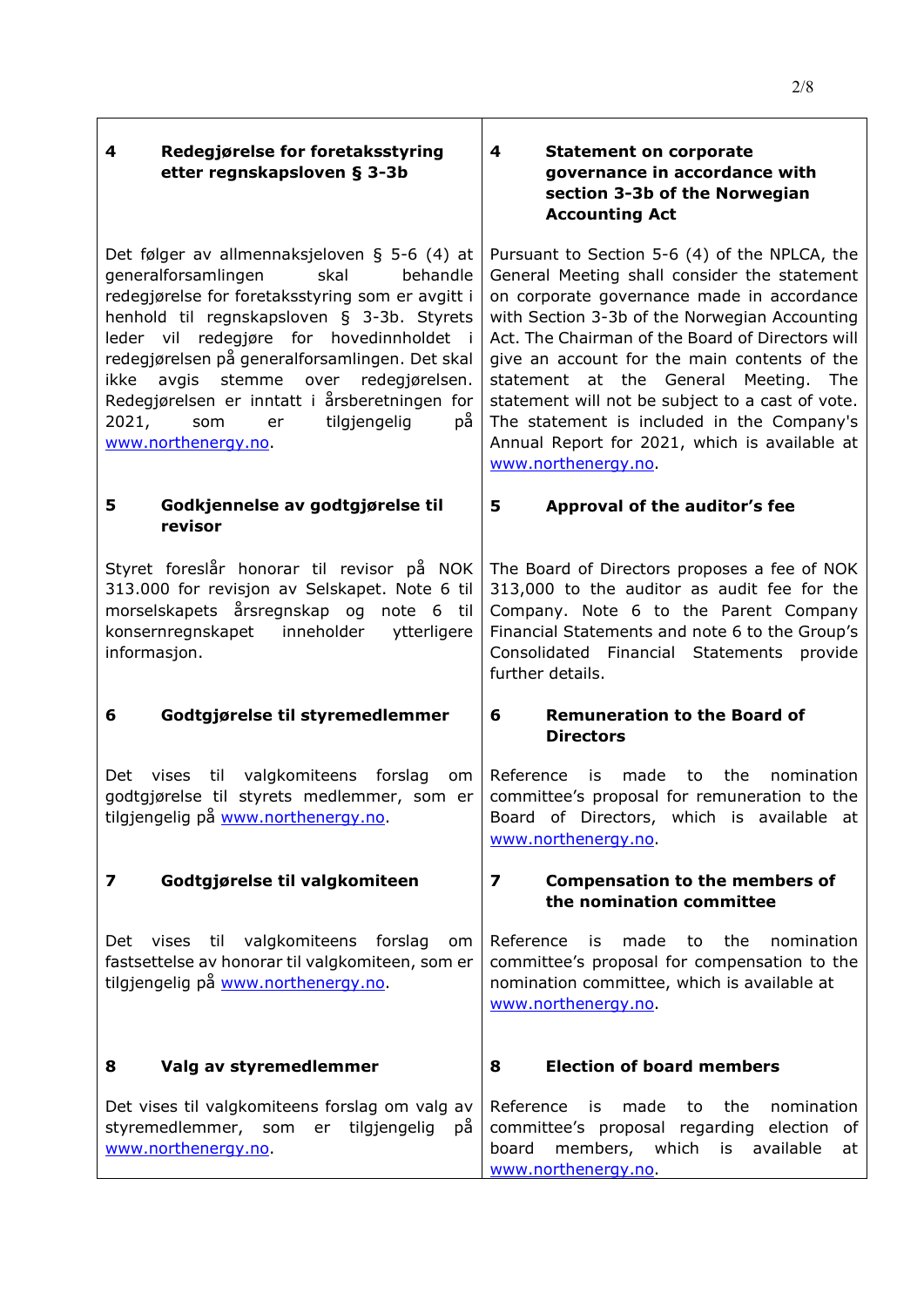| **4 Redegjørelse for foretaksstyring etter regnskapsloven § 3-3b** | **4 Statement on corporate governance in accordance with section 3-3b of the Norwegian Accounting Act** |
| --- | --- |
| Det følger av allmennaksjeloven § 5-6 (4) at generalforsamlingen skal behandle redegjørelse for foretaksstyring som er avgitt i henhold til regnskapsloven § 3-3b. Styrets leder vil redegjøre for hovedinnholdet i redegjørelsen på generalforsamlingen. Det skal ikke avgis stemme over redegjørelsen. Redegjørelsen er inntatt i årsberetningen for 2021, som er tilgjengelig på www.northenergy.no. | Pursuant to Section 5-6 (4) of the NPLCA, the General Meeting shall consider the statement on corporate governance made in accordance with Section 3-3b of the Norwegian Accounting Act. The Chairman of the Board of Directors will give an account for the main contents of the statement at the General Meeting. The statement will not be subject to a cast of vote. The statement is included in the Company's Annual Report for 2021, which is available at www.northenergy.no. |
| **5 Godkjennelse av godtgjørelse til revisor** | **5 Approval of the auditor's fee** |
| Styret foreslår honorar til revisor på NOK 313.000 for revisjon av Selskapet. Note 6 til morselskapets årsregnskap og note 6 til konsernregnskapet inneholder ytterligere informasjon. | The Board of Directors proposes a fee of NOK 313,000 to the auditor as audit fee for the Company. Note 6 to the Parent Company Financial Statements and note 6 to the Group's Consolidated Financial Statements provide further details. |
| **6 Godtgjørelse til styremedlemmer** | **6 Remuneration to the Board of Directors** |
| Det vises til valgkomiteens forslag om godtgjørelse til styrets medlemmer, som er tilgjengelig på www.northenergy.no. | Reference is made to the nomination committee's proposal for remuneration to the Board of Directors, which is available at www.northenergy.no. |
| **7 Godtgjørelse til valgkomiteen** | **7 Compensation to the members of the nomination committee** |
| Det vises til valgkomiteens forslag om fastsettelse av honorar til valgkomiteen, som er tilgjengelig på www.northenergy.no. | Reference is made to the nomination committee's proposal for compensation to the nomination committee, which is available at www.northenergy.no. |
| **8 Valg av styremedlemmer** | **8 Election of board members** |
| Det vises til valgkomiteens forslag om valg av styremedlemmer, som er tilgjengelig på www.northenergy.no. | Reference is made to the nomination committee's proposal regarding election of board members, which is available at www.northenergy.no. |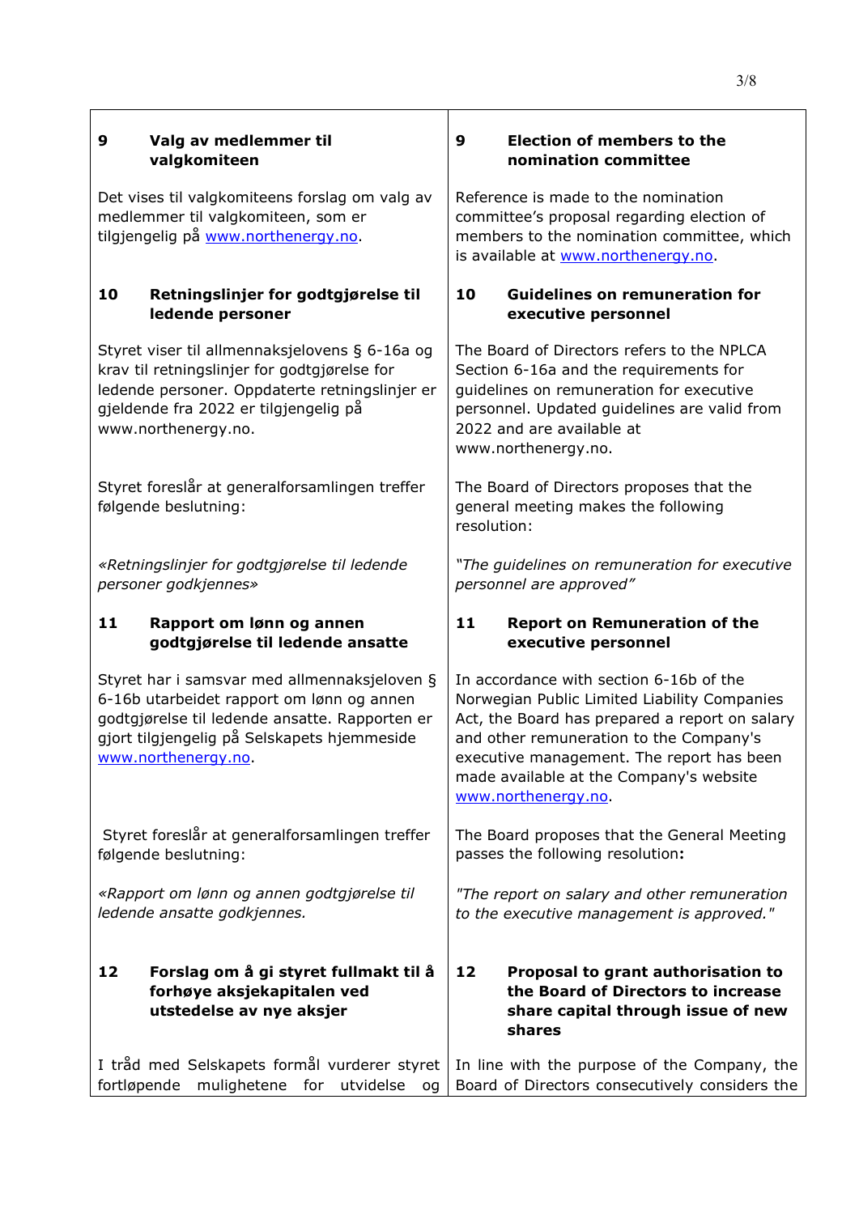| | |
|---|---|
| **9 Valg av medlemmer til valgkomiteen** | **9 Election of members to the nomination committee** |
| Det vises til valgkomiteens forslag om valg av medlemmer til valgkomiteen, som er tilgjengelig på www.northenergy.no. | Reference is made to the nomination committee's proposal regarding election of members to the nomination committee, which is available at www.northenergy.no. |
| **10 Retningslinjer for godtgjørelse til ledende personer** | **10 Guidelines on remuneration for executive personnel** |
| Styret viser til allmennaksjelovens § 6-16a og krav til retningslinjer for godtgjørelse for ledende personer. Oppdaterte retningslinjer er gjeldende fra 2022 er tilgjengelig på www.northenergy.no. | The Board of Directors refers to the NPLCA Section 6-16a and the requirements for guidelines on remuneration for executive personnel. Updated guidelines are valid from 2022 and are available at www.northenergy.no. |
| Styret foreslår at generalforsamlingen treffer følgende beslutning: | The Board of Directors proposes that the general meeting makes the following resolution: |
| *«Retningslinjer for godtgjørelse til ledende personer godkjennes»* | *"The guidelines on remuneration for executive personnel are approved"* |
| **11 Rapport om lønn og annen godtgjørelse til ledende ansatte** | **11 Report on Remuneration of the executive personnel** |
| Styret har i samsvar med allmennaksjeloven § 6-16b utarbeidet rapport om lønn og annen godtgjørelse til ledende ansatte. Rapporten er gjort tilgjengelig på Selskapets hjemmeside www.northenergy.no. | In accordance with section 6-16b of the Norwegian Public Limited Liability Companies Act, the Board has prepared a report on salary and other remuneration to the Company's executive management. The report has been made available at the Company's website www.northenergy.no. |
| Styret foreslår at generalforsamlingen treffer følgende beslutning: | The Board proposes that the General Meeting passes the following resolution**:** |
| *«Rapport om lønn og annen godtgjørelse til ledende ansatte godkjennes.* | *"The report on salary and other remuneration to the executive management is approved."* |
| **12 Forslag om å gi styret fullmakt til å forhøye aksjekapitalen ved utstedelse av nye aksjer** | **12 Proposal to grant authorisation to the Board of Directors to increase share capital through issue of new shares** |
| I tråd med Selskapets formål vurderer styret fortløpende mulighetene for utvidelse og | In line with the purpose of the Company, the Board of Directors consecutively considers the |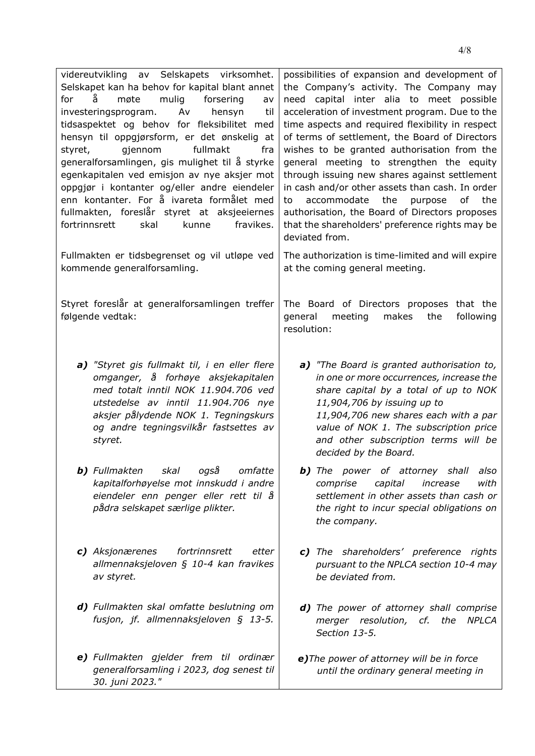| | |
|---|---|
| videreutvikling av Selskapets virksomhet. Selskapet kan ha behov for kapital blant annet for å møte mulig forsering av investeringsprogram. Av hensyn til tidsaspektet og behov for fleksibilitet med hensyn til oppgjørsform, er det ønskelig at styret, gjennom fullmakt fra generalforsamlingen, gis mulighet til å styrke egenkapitalen ved emisjon av nye aksjer mot oppgjør i kontanter og/eller andre eiendeler enn kontanter. For å ivareta formålet med fullmakten, foreslår styret at aksjeeiernes fortrinnsrett skal kunne fravikes. | possibilities of expansion and development of the Company's activity. The Company may need capital inter alia to meet possible acceleration of investment program. Due to the time aspects and required flexibility in respect of terms of settlement, the Board of Directors wishes to be granted authorisation from the general meeting to strengthen the equity through issuing new shares against settlement in cash and/or other assets than cash. In order to accommodate the purpose of the authorisation, the Board of Directors proposes that the shareholders' preference rights may be deviated from. |
| Fullmakten er tidsbegrenset og vil utløpe ved kommende generalforsamling. | The authorization is time-limited and will expire at the coming general meeting. |
| Styret foreslår at generalforsamlingen treffer følgende vedtak: | The Board of Directors proposes that the general meeting makes the following resolution: |
| ***a)*** *"Styret gis fullmakt til, i en eller flere omganger, å forhøye aksjekapitalen med totalt inntil NOK 11.904.706 ved utstedelse av inntil 11.904.706 nye aksjer pålydende NOK 1. Tegningskurs og andre tegningsvilkår fastsettes av styret.* | ***a)*** *"The Board is granted authorisation to, in one or more occurrences, increase the share capital by a total of up to NOK 11,904,706 by issuing up to 11,904,706 new shares each with a par value of NOK 1. The subscription price and other subscription terms will be decided by the Board.* |
| ***b)*** *Fullmakten skal også omfatte kapitalforhøyelse mot innskudd i andre eiendeler enn penger eller rett til å pådra selskapet særlige plikter.* | ***b)*** *The power of attorney shall also comprise capital increase with settlement in other assets than cash or the right to incur special obligations on the company.* |
| ***c)*** *Aksjonærenes fortrinnsrett etter allmennaksjeloven § 10-4 kan fravikes av styret.* | ***c)*** *The shareholders' preference rights pursuant to the NPLCA section 10-4 may be deviated from.* |
| ***d)*** *Fullmakten skal omfatte beslutning om fusjon, jf. allmennaksjeloven § 13-5.* | ***d)*** *The power of attorney shall comprise merger resolution, cf. the NPLCA Section 13-5.* |
| ***e)*** *Fullmakten gjelder frem til ordinær generalforsamling i 2023, dog senest til 30. juni 2023."* | ***e)*** *The power of attorney will be in force until the ordinary general meeting in* |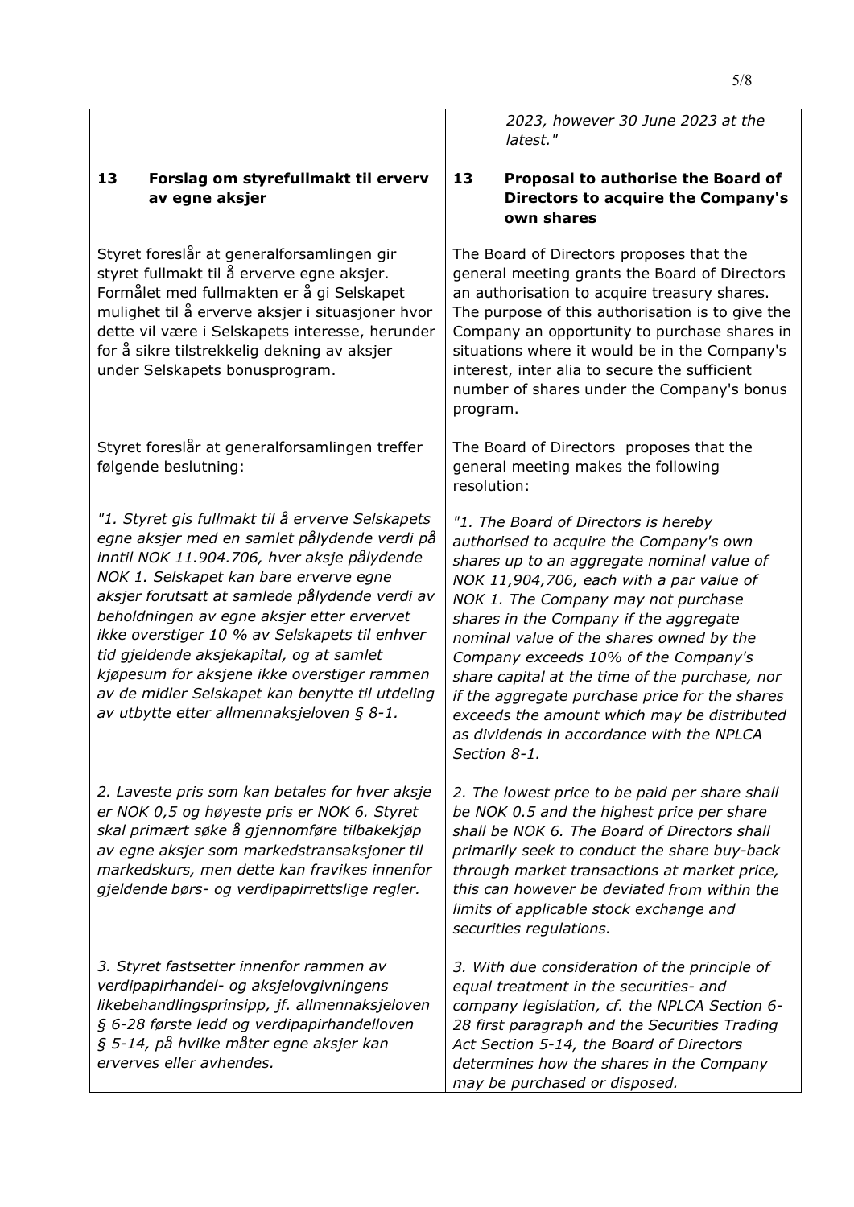| | |
|---|---|
| | *2023, however 30 June 2023 at the latest."* |
| **13 Forslag om styrefullmakt til erverv av egne aksjer** | **13 Proposal to authorise the Board of Directors to acquire the Company's own shares** |
| Styret foreslår at generalforsamlingen gir styret fullmakt til å erverve egne aksjer. Formålet med fullmakten er å gi Selskapet mulighet til å erverve aksjer i situasjoner hvor dette vil være i Selskapets interesse, herunder for å sikre tilstrekkelig dekning av aksjer under Selskapets bonusprogram. | The Board of Directors proposes that the general meeting grants the Board of Directors an authorisation to acquire treasury shares. The purpose of this authorisation is to give the Company an opportunity to purchase shares in situations where it would be in the Company's interest, inter alia to secure the sufficient number of shares under the Company's bonus program. |
| Styret foreslår at generalforsamlingen treffer følgende beslutning: | The Board of Directors proposes that the general meeting makes the following resolution: |
| *"1. Styret gis fullmakt til å erverve Selskapets egne aksjer med en samlet pålydende verdi på inntil NOK 11.904.706, hver aksje pålydende NOK 1. Selskapet kan bare erverve egne aksjer forutsatt at samlede pålydende verdi av beholdningen av egne aksjer etter ervervet ikke overstiger 10 % av Selskapets til enhver tid gjeldende aksjekapital, og at samlet kjøpesum for aksjene ikke overstiger rammen av de midler Selskapet kan benytte til utdeling av utbytte etter allmennaksjeloven § 8-1.* | *"1. The Board of Directors is hereby authorised to acquire the Company's own shares up to an aggregate nominal value of NOK 11,904,706, each with a par value of NOK 1. The Company may not purchase shares in the Company if the aggregate nominal value of the shares owned by the Company exceeds 10% of the Company's share capital at the time of the purchase, nor if the aggregate purchase price for the shares exceeds the amount which may be distributed as dividends in accordance with the NPLCA Section 8-1.* |
| *2. Laveste pris som kan betales for hver aksje er NOK 0,5 og høyeste pris er NOK 6. Styret skal primært søke å gjennomføre tilbakekjøp av egne aksjer som markedstransaksjoner til markedskurs, men dette kan fravikes innenfor gjeldende børs- og verdipapirrettslige regler.* | *2. The lowest price to be paid per share shall be NOK 0.5 and the highest price per share shall be NOK 6. The Board of Directors shall primarily seek to conduct the share buy-back through market transactions at market price, this can however be deviated from within the limits of applicable stock exchange and securities regulations.* |
| *3. Styret fastsetter innenfor rammen av verdipapirhandel- og aksjelovgivningens likebehandlingsprinsipp, jf. allmennaksjeloven § 6-28 første ledd og verdipapirhandelloven § 5-14, på hvilke måter egne aksjer kan erverves eller avhendes.* | *3. With due consideration of the principle of equal treatment in the securities- and company legislation, cf. the NPLCA Section 6-28 first paragraph and the Securities Trading Act Section 5-14, the Board of Directors determines how the shares in the Company may be purchased or disposed.* |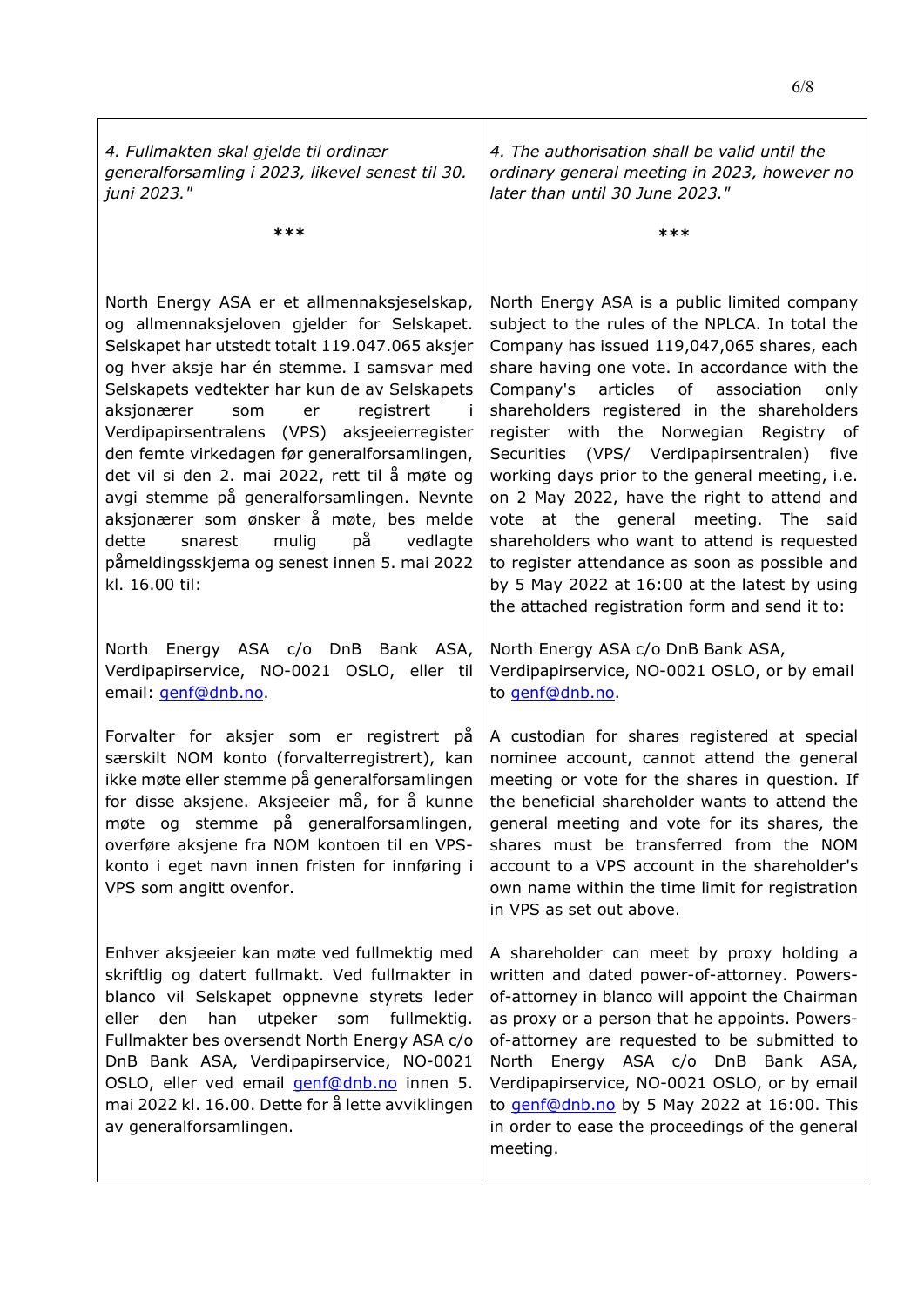| | |
|---|---|
| *4. Fullmakten skal gjelde til ordinær generalforsamling i 2023, likevel senest til 30. juni 2023."* | *4. The authorisation shall be valid until the ordinary general meeting in 2023, however no later than until 30 June 2023."* |
| *** | *** |
| North Energy ASA er et allmennaksjeselskap, og allmennaksjeloven gjelder for Selskapet. Selskapet har utstedt totalt 119.047.065 aksjer og hver aksje har én stemme. I samsvar med Selskapets vedtekter har kun de av Selskapets aksjonærer som er registrert i Verdipapirsentralens (VPS) aksjeeierregister den femte virkedagen før generalforsamlingen, det vil si den 2. mai 2022, rett til å møte og avgi stemme på generalforsamlingen. Nevnte aksjonærer som ønsker å møte, bes melde dette snarest mulig på vedlagte påmeldingsskjema og senest innen 5. mai 2022 kl. 16.00 til: | North Energy ASA is a public limited company subject to the rules of the NPLCA. In total the Company has issued 119,047,065 shares, each share having one vote. In accordance with the Company's articles of association only shareholders registered in the shareholders register with the Norwegian Registry of Securities (VPS/ Verdipapirsentralen) five working days prior to the general meeting, i.e. on 2 May 2022, have the right to attend and vote at the general meeting. The said shareholders who want to attend is requested to register attendance as soon as possible and by 5 May 2022 at 16:00 at the latest by using the attached registration form and send it to: |
| North Energy ASA c/o DnB Bank ASA, Verdipapirservice, NO-0021 OSLO, eller til email: genf@dnb.no. | North Energy ASA c/o DnB Bank ASA, Verdipapirservice, NO-0021 OSLO, or by email to genf@dnb.no. |
| Forvalter for aksjer som er registrert på særskilt NOM konto (forvalterregistrert), kan ikke møte eller stemme på generalforsamlingen for disse aksjene. Aksjeeier må, for å kunne møte og stemme på generalforsamlingen, overføre aksjene fra NOM kontoen til en VPS-konto i eget navn innen fristen for innføring i VPS som angitt ovenfor. | A custodian for shares registered at special nominee account, cannot attend the general meeting or vote for the shares in question. If the beneficial shareholder wants to attend the general meeting and vote for its shares, the shares must be transferred from the NOM account to a VPS account in the shareholder's own name within the time limit for registration in VPS as set out above. |
| Enhver aksjeeier kan møte ved fullmektig med skriftlig og datert fullmakt. Ved fullmakter in blanco vil Selskapet oppnevne styrets leder eller den han utpeker som fullmektig. Fullmakter bes oversendt North Energy ASA c/o DnB Bank ASA, Verdipapirservice, NO-0021 OSLO, eller ved email genf@dnb.no innen 5. mai 2022 kl. 16.00. Dette for å lette avviklingen av generalforsamlingen. | A shareholder can meet by proxy holding a written and dated power-of-attorney. Powers-of-attorney in blanco will appoint the Chairman as proxy or a person that he appoints. Powers-of-attorney are requested to be submitted to North Energy ASA c/o DnB Bank ASA, Verdipapirservice, NO-0021 OSLO, or by email to genf@dnb.no by 5 May 2022 at 16:00. This in order to ease the proceedings of the general meeting. |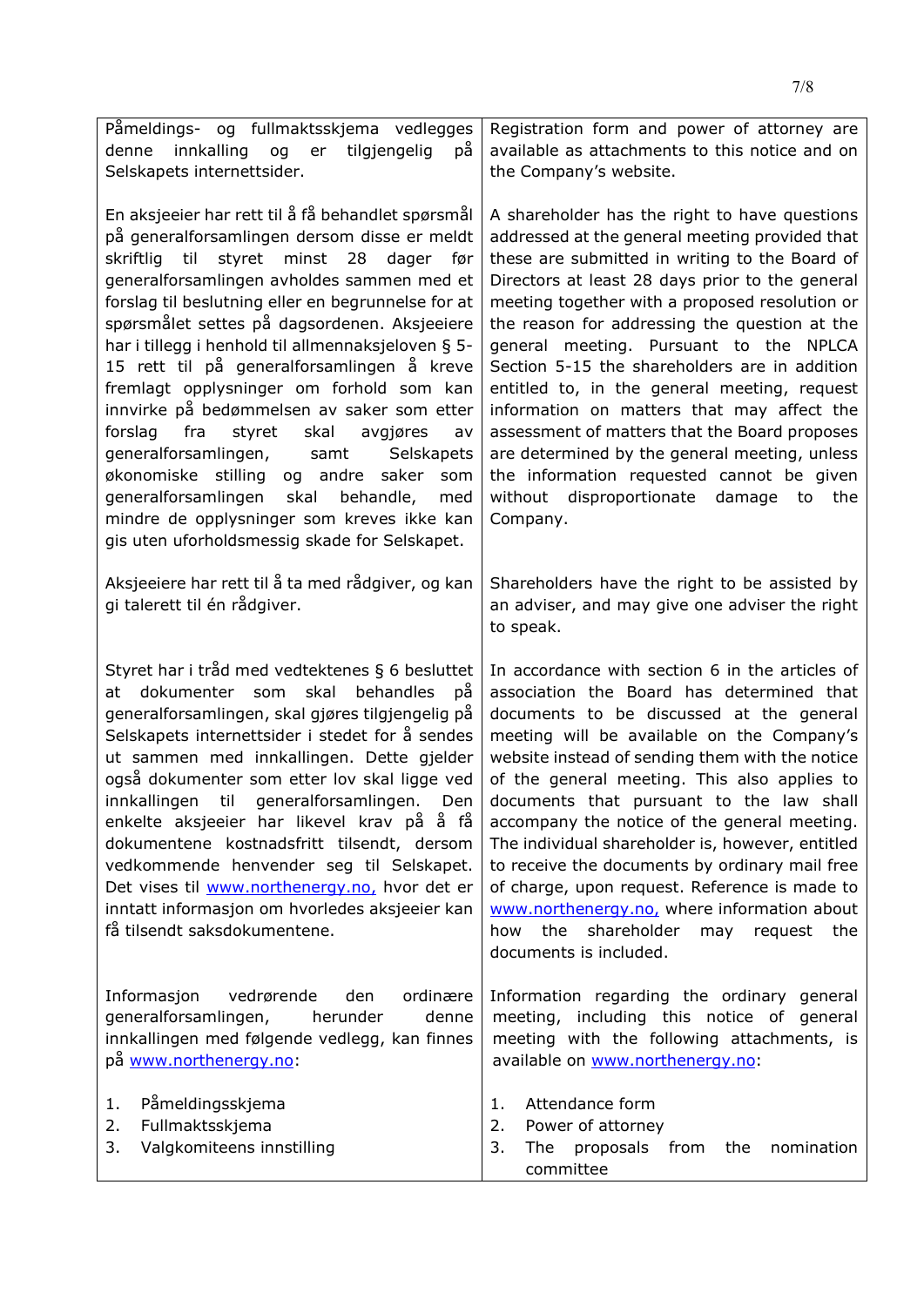| | |
|---|---|
| Påmeldings- og fullmaktsskjema vedlegges denne innkalling og er tilgjengelig på Selskapets internettsider. | Registration form and power of attorney are available as attachments to this notice and on the Company's website. |
| En aksjeeier har rett til å få behandlet spørsmål på generalforsamlingen dersom disse er meldt skriftlig til styret minst 28 dager før generalforsamlingen avholdes sammen med et forslag til beslutning eller en begrunnelse for at spørsmålet settes på dagsordenen. Aksjeeiere har i tillegg i henhold til allmennaksjeloven § 5-15 rett til på generalforsamlingen å kreve fremlagt opplysninger om forhold som kan innvirke på bedømmelsen av saker som etter forslag fra styret skal avgjøres av generalforsamlingen, samt Selskapets økonomiske stilling og andre saker som generalforsamlingen skal behandle, med mindre de opplysninger som kreves ikke kan gis uten uforholdsmessig skade for Selskapet. | A shareholder has the right to have questions addressed at the general meeting provided that these are submitted in writing to the Board of Directors at least 28 days prior to the general meeting together with a proposed resolution or the reason for addressing the question at the general meeting. Pursuant to the NPLCA Section 5-15 the shareholders are in addition entitled to, in the general meeting, request information on matters that may affect the assessment of matters that the Board proposes are determined by the general meeting, unless the information requested cannot be given without disproportionate damage to the Company. |
| Aksjeeiere har rett til å ta med rådgiver, og kan gi talerett til én rådgiver. | Shareholders have the right to be assisted by an adviser, and may give one adviser the right to speak. |
| Styret har i tråd med vedtektenes § 6 besluttet at dokumenter som skal behandles på generalforsamlingen, skal gjøres tilgjengelig på Selskapets internettsider i stedet for å sendes ut sammen med innkallingen. Dette gjelder også dokumenter som etter lov skal ligge ved innkallingen til generalforsamlingen. Den enkelte aksjeeier har likevel krav på å få dokumentene kostnadsfritt tilsendt, dersom vedkommende henvender seg til Selskapet. Det vises til www.northenergy.no, hvor det er inntatt informasjon om hvorledes aksjeeier kan få tilsendt saksdokumentene. | In accordance with section 6 in the articles of association the Board has determined that documents to be discussed at the general meeting will be available on the Company's website instead of sending them with the notice of the general meeting. This also applies to documents that pursuant to the law shall accompany the notice of the general meeting. The individual shareholder is, however, entitled to receive the documents by ordinary mail free of charge, upon request. Reference is made to www.northenergy.no, where information about how the shareholder may request the documents is included. |
| Informasjon vedrørende den ordinære generalforsamlingen, herunder denne innkallingen med følgende vedlegg, kan finnes på www.northenergy.no:<br><br>1. Påmeldingsskjema<br>2. Fullmaktsskjema<br>3. Valgkomiteens innstilling | Information regarding the ordinary general meeting, including this notice of general meeting with the following attachments, is available on www.northenergy.no:<br><br>1. Attendance form<br>2. Power of attorney<br>3. The proposals from the nomination committee |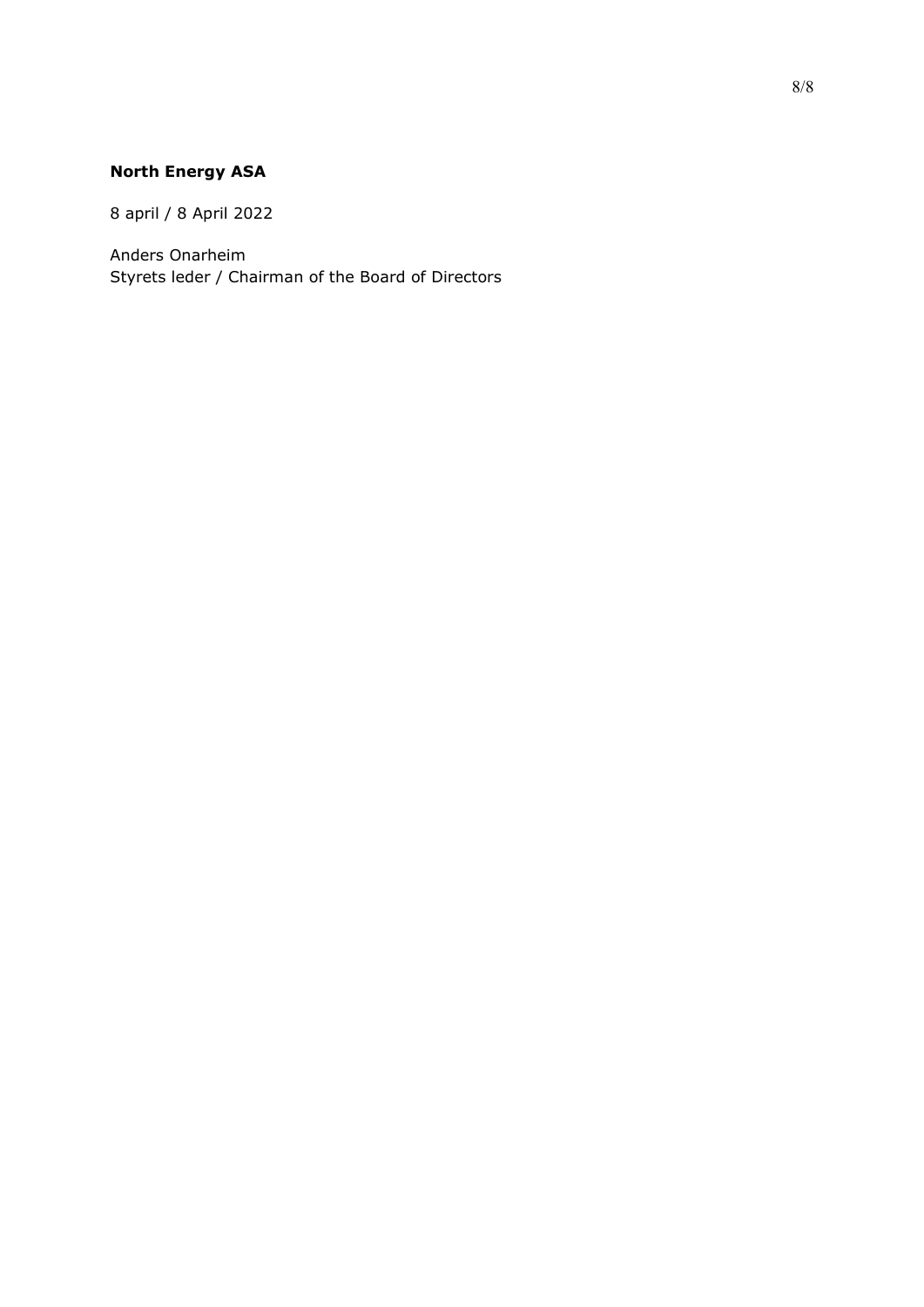**North Energy ASA**

8 april / 8 April 2022

Anders Onarheim
Styrets leder / Chairman of the Board of Directors